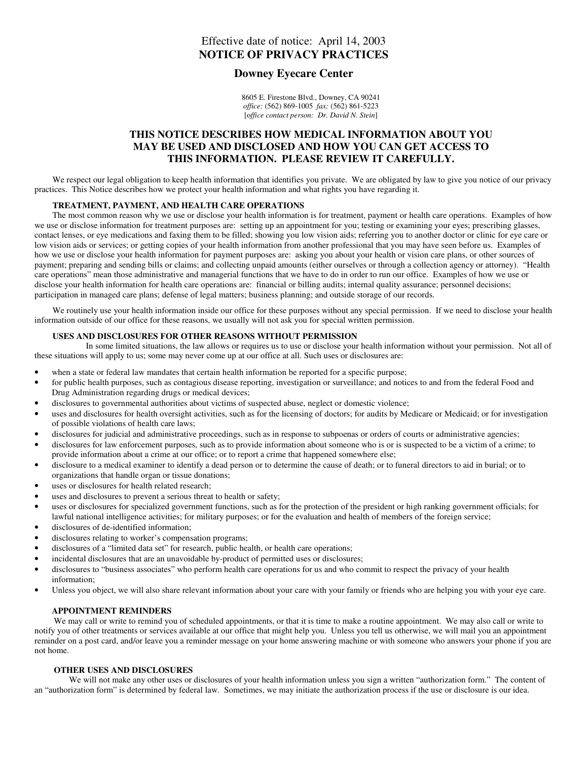Effective date of notice: April 14, 2003

# NOTICE OF PRIVACY PRACTICES

## Downey Eyecare Center

8605 E. Firestone Blvd., Downey, CA 90241
*office:* (562) 869-1005 *fax:* (562) 861-5223
[*office contact person: Dr. David N. Stein*]

## THIS NOTICE DESCRIBES HOW MEDICAL INFORMATION ABOUT YOU MAY BE USED AND DISCLOSED AND HOW YOU CAN GET ACCESS TO THIS INFORMATION. PLEASE REVIEW IT CAREFULLY.

We respect our legal obligation to keep health information that identifies you private. We are obligated by law to give you notice of our privacy practices. This Notice describes how we protect your health information and what rights you have regarding it.

### TREATMENT, PAYMENT, AND HEALTH CARE OPERATIONS

The most common reason why we use or disclose your health information is for treatment, payment or health care operations. Examples of how we use or disclose information for treatment purposes are: setting up an appointment for you; testing or examining your eyes; prescribing glasses, contact lenses, or eye medications and faxing them to be filled; showing you low vision aids; referring you to another doctor or clinic for eye care or low vision aids or services; or getting copies of your health information from another professional that you may have seen before us. Examples of how we use or disclose your health information for payment purposes are: asking you about your health or vision care plans, or other sources of payment; preparing and sending bills or claims; and collecting unpaid amounts (either ourselves or through a collection agency or attorney). "Health care operations" mean those administrative and managerial functions that we have to do in order to run our office. Examples of how we use or disclose your health information for health care operations are: financial or billing audits; internal quality assurance; personnel decisions; participation in managed care plans; defense of legal matters; business planning; and outside storage of our records.

We routinely use your health information inside our office for these purposes without any special permission. If we need to disclose your health information outside of our office for these reasons, we usually will not ask you for special written permission.

### USES AND DISCLOSURES FOR OTHER REASONS WITHOUT PERMISSION

In some limited situations, the law allows or requires us to use or disclose your health information without your permission. Not all of these situations will apply to us; some may never come up at our office at all. Such uses or disclosures are:

- when a state or federal law mandates that certain health information be reported for a specific purpose;
- for public health purposes, such as contagious disease reporting, investigation or surveillance; and notices to and from the federal Food and Drug Administration regarding drugs or medical devices;
- disclosures to governmental authorities about victims of suspected abuse, neglect or domestic violence;
- uses and disclosures for health oversight activities, such as for the licensing of doctors; for audits by Medicare or Medicaid; or for investigation of possible violations of health care laws;
- disclosures for judicial and administrative proceedings, such as in response to subpoenas or orders of courts or administrative agencies;
- disclosures for law enforcement purposes, such as to provide information about someone who is or is suspected to be a victim of a crime; to provide information about a crime at our office; or to report a crime that happened somewhere else;
- disclosure to a medical examiner to identify a dead person or to determine the cause of death; or to funeral directors to aid in burial; or to organizations that handle organ or tissue donations;
- uses or disclosures for health related research;
- uses and disclosures to prevent a serious threat to health or safety;
- uses or disclosures for specialized government functions, such as for the protection of the president or high ranking government officials; for lawful national intelligence activities; for military purposes; or for the evaluation and health of members of the foreign service;
- disclosures of de-identified information;
- disclosures relating to worker's compensation programs;
- disclosures of a "limited data set" for research, public health, or health care operations;
- incidental disclosures that are an unavoidable by-product of permitted uses or disclosures;
- disclosures to "business associates" who perform health care operations for us and who commit to respect the privacy of your health information;
- Unless you object, we will also share relevant information about your care with your family or friends who are helping you with your eye care.

### APPOINTMENT REMINDERS

We may call or write to remind you of scheduled appointments, or that it is time to make a routine appointment. We may also call or write to notify you of other treatments or services available at our office that might help you. Unless you tell us otherwise, we will mail you an appointment reminder on a post card, and/or leave you a reminder message on your home answering machine or with someone who answers your phone if you are not home.

### OTHER USES AND DISCLOSURES

We will not make any other uses or disclosures of your health information unless you sign a written "authorization form." The content of an "authorization form" is determined by federal law. Sometimes, we may initiate the authorization process if the use or disclosure is our idea.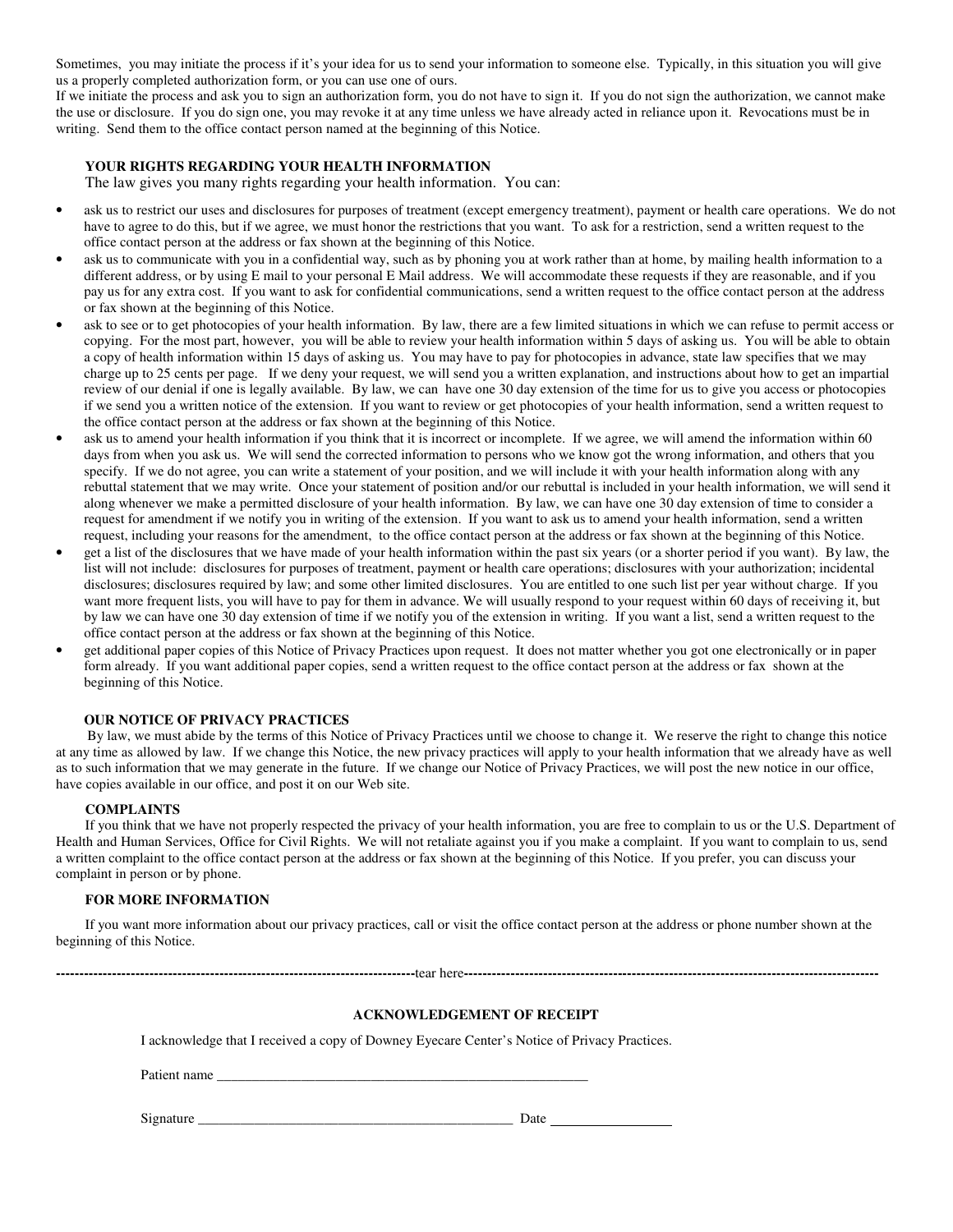Sometimes, you may initiate the process if it's your idea for us to send your information to someone else. Typically, in this situation you will give us a properly completed authorization form, or you can use one of ours.

If we initiate the process and ask you to sign an authorization form, you do not have to sign it. If you do not sign the authorization, we cannot make the use or disclosure. If you do sign one, you may revoke it at any time unless we have already acted in reliance upon it. Revocations must be in writing. Send them to the office contact person named at the beginning of this Notice.

### YOUR RIGHTS REGARDING YOUR HEALTH INFORMATION

The law gives you many rights regarding your health information. You can:

- ask us to restrict our uses and disclosures for purposes of treatment (except emergency treatment), payment or health care operations. We do not have to agree to do this, but if we agree, we must honor the restrictions that you want. To ask for a restriction, send a written request to the office contact person at the address or fax shown at the beginning of this Notice.
- ask us to communicate with you in a confidential way, such as by phoning you at work rather than at home, by mailing health information to a different address, or by using E mail to your personal E Mail address. We will accommodate these requests if they are reasonable, and if you pay us for any extra cost. If you want to ask for confidential communications, send a written request to the office contact person at the address or fax shown at the beginning of this Notice.
- ask to see or to get photocopies of your health information. By law, there are a few limited situations in which we can refuse to permit access or copying. For the most part, however, you will be able to review your health information within 5 days of asking us. You will be able to obtain a copy of health information within 15 days of asking us. You may have to pay for photocopies in advance, state law specifies that we may charge up to 25 cents per page. If we deny your request, we will send you a written explanation, and instructions about how to get an impartial review of our denial if one is legally available. By law, we can have one 30 day extension of the time for us to give you access or photocopies if we send you a written notice of the extension. If you want to review or get photocopies of your health information, send a written request to the office contact person at the address or fax shown at the beginning of this Notice.
- ask us to amend your health information if you think that it is incorrect or incomplete. If we agree, we will amend the information within 60 days from when you ask us. We will send the corrected information to persons who we know got the wrong information, and others that you specify. If we do not agree, you can write a statement of your position, and we will include it with your health information along with any rebuttal statement that we may write. Once your statement of position and/or our rebuttal is included in your health information, we will send it along whenever we make a permitted disclosure of your health information. By law, we can have one 30 day extension of time to consider a request for amendment if we notify you in writing of the extension. If you want to ask us to amend your health information, send a written request, including your reasons for the amendment, to the office contact person at the address or fax shown at the beginning of this Notice.
- get a list of the disclosures that we have made of your health information within the past six years (or a shorter period if you want). By law, the list will not include: disclosures for purposes of treatment, payment or health care operations; disclosures with your authorization; incidental disclosures; disclosures required by law; and some other limited disclosures. You are entitled to one such list per year without charge. If you want more frequent lists, you will have to pay for them in advance. We will usually respond to your request within 60 days of receiving it, but by law we can have one 30 day extension of time if we notify you of the extension in writing. If you want a list, send a written request to the office contact person at the address or fax shown at the beginning of this Notice.
- get additional paper copies of this Notice of Privacy Practices upon request. It does not matter whether you got one electronically or in paper form already. If you want additional paper copies, send a written request to the office contact person at the address or fax shown at the beginning of this Notice.

### OUR NOTICE OF PRIVACY PRACTICES

By law, we must abide by the terms of this Notice of Privacy Practices until we choose to change it. We reserve the right to change this notice at any time as allowed by law. If we change this Notice, the new privacy practices will apply to your health information that we already have as well as to such information that we may generate in the future. If we change our Notice of Privacy Practices, we will post the new notice in our office, have copies available in our office, and post it on our Web site.

### COMPLAINTS

If you think that we have not properly respected the privacy of your health information, you are free to complain to us or the U.S. Department of Health and Human Services, Office for Civil Rights. We will not retaliate against you if you make a complaint. If you want to complain to us, send a written complaint to the office contact person at the address or fax shown at the beginning of this Notice. If you prefer, you can discuss your complaint in person or by phone.

### FOR MORE INFORMATION

If you want more information about our privacy practices, call or visit the office contact person at the address or phone number shown at the beginning of this Notice.

--------------------------------------------------------------------------------tear here--------------------------------------------------------------------------------

### ACKNOWLEDGEMENT OF RECEIPT

I acknowledge that I received a copy of Downey Eyecare Center's Notice of Privacy Practices.

Patient name ________________________________________________________

Signature _____________________________________________ Date _________________